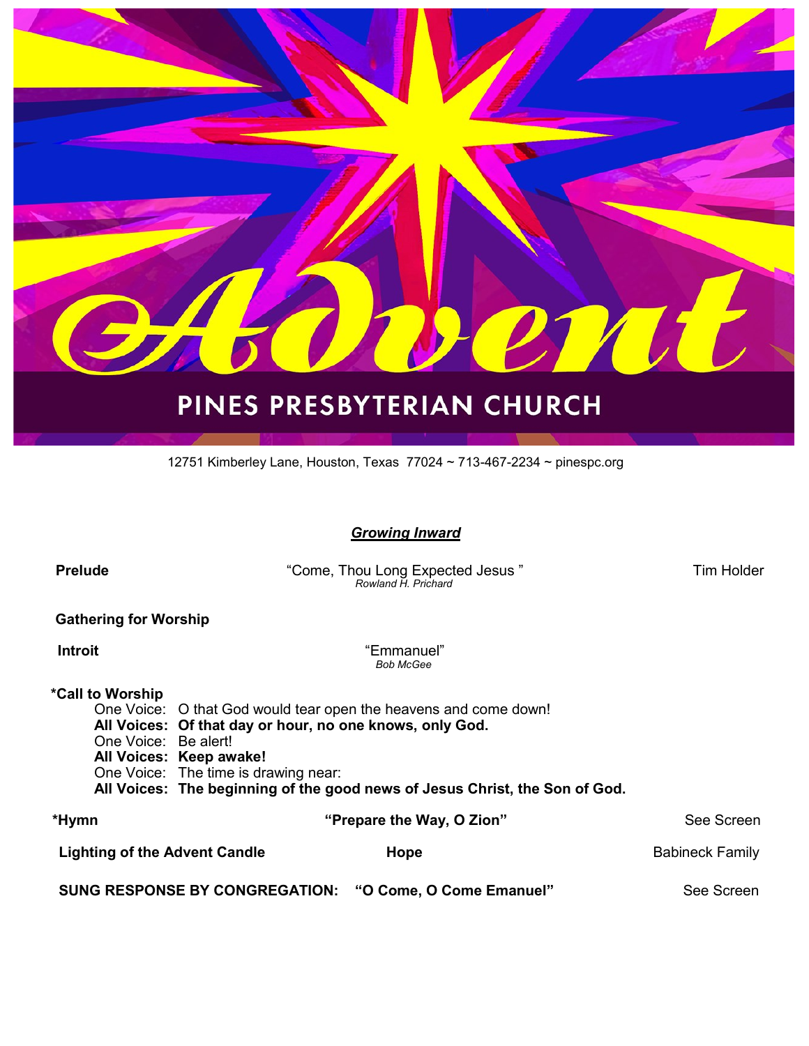# Advent

## PINES PRESBYTERIAN CHURCH

12751 Kimberley Lane, Houston, Texas 77024 ~ 713-467-2234 ~ pinespc.org

***Growing Inward***

**Prelude** — "Come, Thou Long Expected Jesus" — Tim Holder
*Rowland H. Prichard*

**Gathering for Worship**

**Introit** — "Emmanuel"
*Bob McGee*

**\*Call to Worship**

One Voice: O that God would tear open the heavens and come down!
**All Voices: Of that day or hour, no one knows, only God.**
One Voice: Be alert!
**All Voices: Keep awake!**
One Voice: The time is drawing near:
**All Voices: The beginning of the good news of Jesus Christ, the Son of God.**

**\*Hymn** — **"Prepare the Way, O Zion"** — See Screen

**Lighting of the Advent Candle** — **Hope** — Babineck Family

**SUNG RESPONSE BY CONGREGATION: "O Come, O Come Emanuel"** — See Screen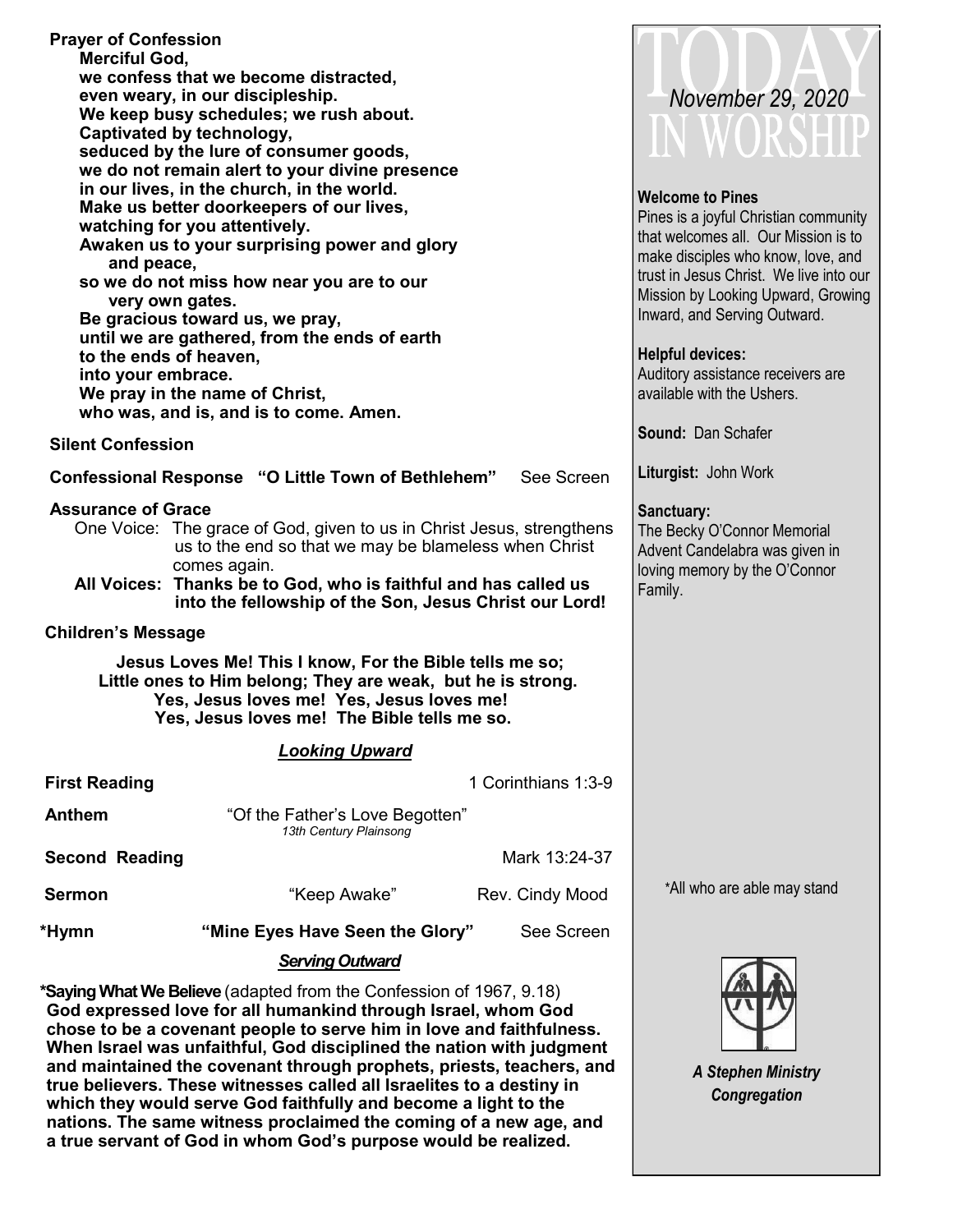**Prayer of Confession**

**Merciful God,**
**we confess that we become distracted,**
**even weary, in our discipleship.**
**We keep busy schedules; we rush about.**
**Captivated by technology,**
**seduced by the lure of consumer goods,**
**we do not remain alert to your divine presence**
**in our lives, in the church, in the world.**
**Make us better doorkeepers of our lives,**
**watching for you attentively.**
**Awaken us to your surprising power and glory and peace,**
**so we do not miss how near you are to our very own gates.**
**Be gracious toward us, we pray,**
**until we are gathered, from the ends of earth**
**to the ends of heaven,**
**into your embrace.**
**We pray in the name of Christ,**
**who was, and is, and is to come. Amen.**

**Silent Confession**

**Confessional Response "O Little Town of Bethlehem"** See Screen

**Assurance of Grace**

One Voice: The grace of God, given to us in Christ Jesus, strengthens us to the end so that we may be blameless when Christ comes again.

**All Voices: Thanks be to God, who is faithful and has called us into the fellowship of the Son, Jesus Christ our Lord!**

**Children's Message**

**Jesus Loves Me! This I know, For the Bible tells me so;**
**Little ones to Him belong; They are weak, but he is strong.**
**Yes, Jesus loves me! Yes, Jesus loves me!**
**Yes, Jesus loves me! The Bible tells me so.**

***Looking Upward***

**First Reading** 1 Corinthians 1:3-9

**Anthem** "Of the Father's Love Begotten"
*13th Century Plainsong*

**Second Reading** Mark 13:24-37

**Sermon** "Keep Awake" Rev. Cindy Mood

**\*Hymn "Mine Eyes Have Seen the Glory"** See Screen

***Serving Outward***

**\*Saying What We Believe** (adapted from the Confession of 1967, 9.18)
**God expressed love for all humankind through Israel, whom God chose to be a covenant people to serve him in love and faithfulness. When Israel was unfaithful, God disciplined the nation with judgment and maintained the covenant through prophets, priests, teachers, and true believers. These witnesses called all Israelites to a destiny in which they would serve God faithfully and become a light to the nations. The same witness proclaimed the coming of a new age, and a true servant of God in whom God's purpose would be realized.**

# TODAY IN WORSHIP
*November 29, 2020*

**Welcome to Pines**
Pines is a joyful Christian community that welcomes all. Our Mission is to make disciples who know, love, and trust in Jesus Christ. We live into our Mission by Looking Upward, Growing Inward, and Serving Outward.

**Helpful devices:**
Auditory assistance receivers are available with the Ushers.

**Sound:** Dan Schafer

**Liturgist:** John Work

**Sanctuary:**
The Becky O'Connor Memorial Advent Candelabra was given in loving memory by the O'Connor Family.

\*All who are able may stand

***A Stephen Ministry Congregation***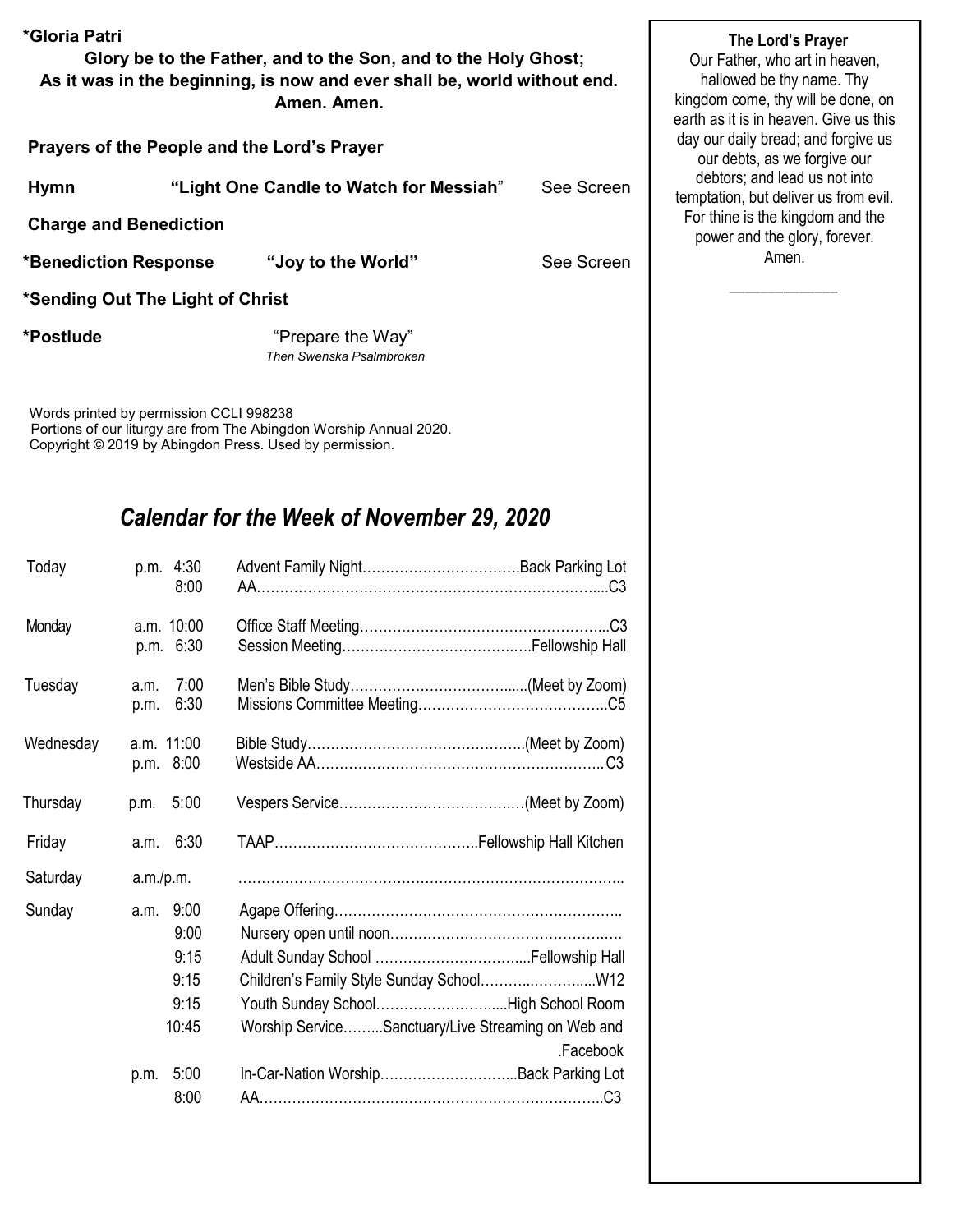**\*Gloria Patri**

**Glory be to the Father, and to the Son, and to the Holy Ghost;**
**As it was in the beginning, is now and ever shall be, world without end.**
**Amen. Amen.**

**Prayers of the People and the Lord's Prayer**

**Hymn** **"Light One Candle to Watch for Messiah"** See Screen

**Charge and Benediction**

**\*Benediction Response** **"Joy to the World"** See Screen

**\*Sending Out The Light of Christ**

**\*Postlude** "Prepare the Way"
*Then Swenska Psalmbroken*

Words printed by permission CCLI 998238
Portions of our liturgy are from The Abingdon Worship Annual 2020.
Copyright © 2019 by Abingdon Press. Used by permission.

## *Calendar for the Week of November 29, 2020*

| Day | Time | Event | Location |
|---|---|---|---|
| Today | p.m. 4:30 | Advent Family Night | Back Parking Lot |
| | 8:00 | AA | C3 |
| Monday | a.m. 10:00 | Office Staff Meeting | C3 |
| | p.m. 6:30 | Session Meeting | Fellowship Hall |
| Tuesday | a.m. 7:00 | Men's Bible Study | (Meet by Zoom) |
| | p.m. 6:30 | Missions Committee Meeting | C5 |
| Wednesday | a.m. 11:00 | Bible Study | (Meet by Zoom) |
| | p.m. 8:00 | Westside AA | C3 |
| Thursday | p.m. 5:00 | Vespers Service | (Meet by Zoom) |
| Friday | a.m. 6:30 | TAAP | Fellowship Hall Kitchen |
| Saturday | a.m./p.m. | | |
| Sunday | a.m. 9:00 | Agape Offering | |
| | 9:00 | Nursery open until noon | |
| | 9:15 | Adult Sunday School | Fellowship Hall |
| | 9:15 | Children's Family Style Sunday School | W12 |
| | 9:15 | Youth Sunday School | High School Room |
| | 10:45 | Worship Service | Sanctuary/Live Streaming on Web and .Facebook |
| | p.m. 5:00 | In-Car-Nation Worship | Back Parking Lot |
| | 8:00 | AA | C3 |

**The Lord's Prayer**

Our Father, who art in heaven, hallowed be thy name. Thy kingdom come, thy will be done, on earth as it is in heaven. Give us this day our daily bread; and forgive us our debts, as we forgive our debtors; and lead us not into temptation, but deliver us from evil. For thine is the kingdom and the power and the glory, forever. Amen.

\_\_\_\_\_\_\_\_\_\_\_\_\_\_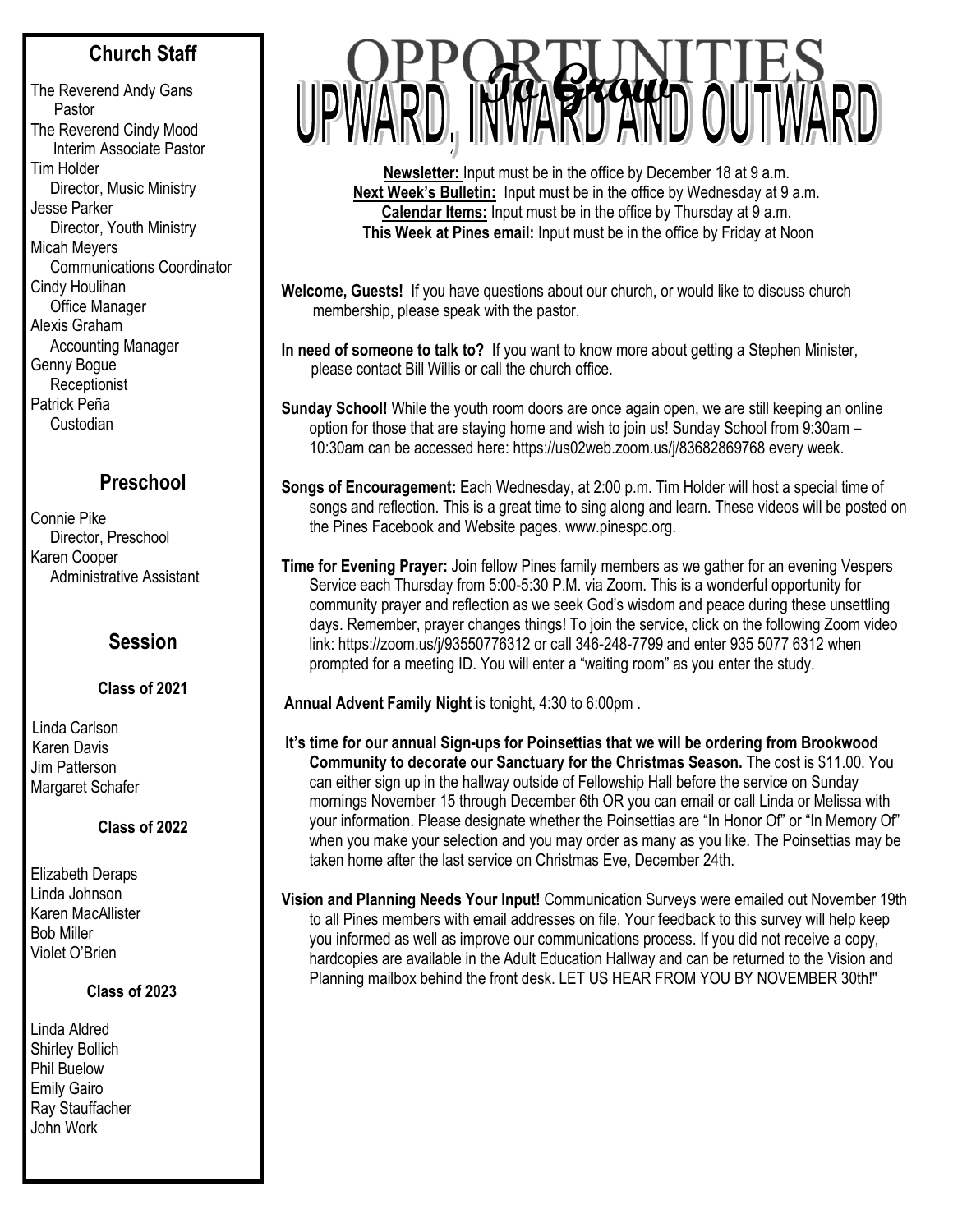## Church Staff

The Reverend Andy Gans
Pastor
The Reverend Cindy Mood
Interim Associate Pastor
Tim Holder
Director, Music Ministry
Jesse Parker
Director, Youth Ministry
Micah Meyers
Communications Coordinator
Cindy Houlihan
Office Manager
Alexis Graham
Accounting Manager
Genny Bogue
Receptionist
Patrick Peña
Custodian

## Preschool

Connie Pike
Director, Preschool
Karen Cooper
Administrative Assistant

## Session

### Class of 2021

Linda Carlson
Karen Davis
Jim Patterson
Margaret Schafer

### Class of 2022

Elizabeth Deraps
Linda Johnson
Karen MacAllister
Bob Miller
Violet O'Brien

### Class of 2023

Linda Aldred
Shirley Bollich
Phil Buelow
Emily Gairo
Ray Stauffacher
John Work

# OPPORTUNITIES To Grow UPWARD, INWARD AND OUTWARD

**Newsletter:** Input must be in the office by December 18 at 9 a.m.
**Next Week's Bulletin:** Input must be in the office by Wednesday at 9 a.m.
**Calendar Items:** Input must be in the office by Thursday at 9 a.m.
**This Week at Pines email:** Input must be in the office by Friday at Noon

**Welcome, Guests!** If you have questions about our church, or would like to discuss church membership, please speak with the pastor.

**In need of someone to talk to?** If you want to know more about getting a Stephen Minister, please contact Bill Willis or call the church office.

**Sunday School!** While the youth room doors are once again open, we are still keeping an online option for those that are staying home and wish to join us! Sunday School from 9:30am – 10:30am can be accessed here: https://us02web.zoom.us/j/83682869768 every week.

**Songs of Encouragement:** Each Wednesday, at 2:00 p.m. Tim Holder will host a special time of songs and reflection. This is a great time to sing along and learn. These videos will be posted on the Pines Facebook and Website pages. www.pinespc.org.

**Time for Evening Prayer:** Join fellow Pines family members as we gather for an evening Vespers Service each Thursday from 5:00-5:30 P.M. via Zoom. This is a wonderful opportunity for community prayer and reflection as we seek God's wisdom and peace during these unsettling days. Remember, prayer changes things! To join the service, click on the following Zoom video link: https://zoom.us/j/93550776312 or call 346-248-7799 and enter 935 5077 6312 when prompted for a meeting ID. You will enter a "waiting room" as you enter the study.

**Annual Advent Family Night** is tonight, 4:30 to 6:00pm .

**It's time for our annual Sign-ups for Poinsettias that we will be ordering from Brookwood Community to decorate our Sanctuary for the Christmas Season.** The cost is $11.00. You can either sign up in the hallway outside of Fellowship Hall before the service on Sunday mornings November 15 through December 6th OR you can email or call Linda or Melissa with your information. Please designate whether the Poinsettias are "In Honor Of" or "In Memory Of" when you make your selection and you may order as many as you like. The Poinsettias may be taken home after the last service on Christmas Eve, December 24th.

**Vision and Planning Needs Your Input!** Communication Surveys were emailed out November 19th to all Pines members with email addresses on file. Your feedback to this survey will help keep you informed as well as improve our communications process. If you did not receive a copy, hardcopies are available in the Adult Education Hallway and can be returned to the Vision and Planning mailbox behind the front desk. LET US HEAR FROM YOU BY NOVEMBER 30th!"